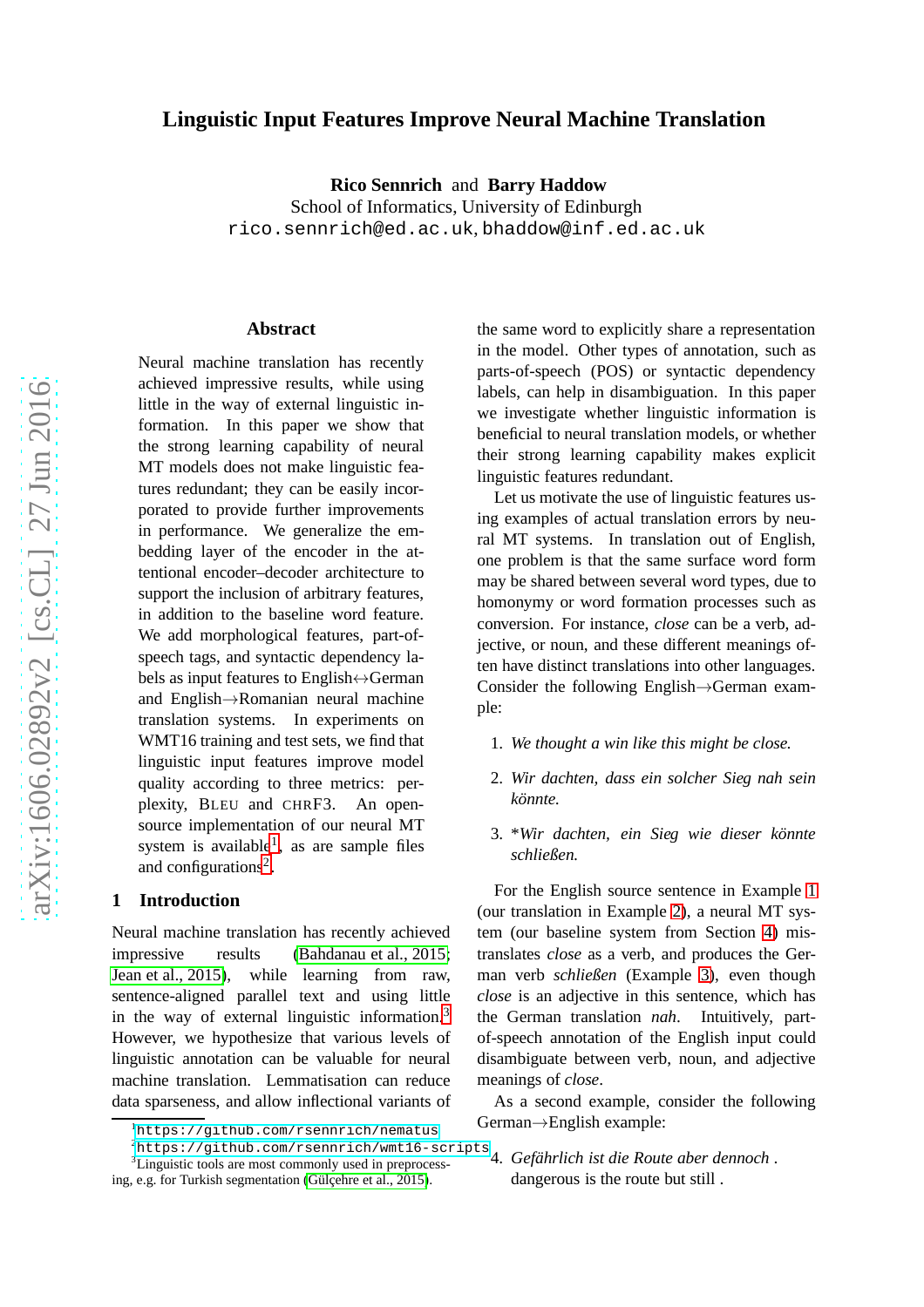# Linguistic Input Features Improve Neural Machine Translation

**Rico Sennrich** and **Barry Haddow**
School of Informatics, University of Edinburgh
rico.sennrich@ed.ac.uk, bhaddow@inf.ed.ac.uk

## Abstract

Neural machine translation has recently achieved impressive results, while using little in the way of external linguistic information. In this paper we show that the strong learning capability of neural MT models does not make linguistic features redundant; they can be easily incorporated to provide further improvements in performance. We generalize the embedding layer of the encoder in the attentional encoder–decoder architecture to support the inclusion of arbitrary features, in addition to the baseline word feature. We add morphological features, part-of-speech tags, and syntactic dependency labels as input features to English↔German and English→Romanian neural machine translation systems. In experiments on WMT16 training and test sets, we find that linguistic input features improve model quality according to three metrics: perplexity, BLEU and CHRF3. An open-source implementation of our neural MT system is available[1], as are sample files and configurations[2].

## 1 Introduction

Neural machine translation has recently achieved impressive results (Bahdanau et al., 2015; Jean et al., 2015), while learning from raw, sentence-aligned parallel text and using little in the way of external linguistic information.[3] However, we hypothesize that various levels of linguistic annotation can be valuable for neural machine translation. Lemmatisation can reduce data sparseness, and allow inflectional variants of the same word to explicitly share a representation in the model. Other types of annotation, such as parts-of-speech (POS) or syntactic dependency labels, can help in disambiguation. In this paper we investigate whether linguistic information is beneficial to neural translation models, or whether their strong learning capability makes explicit linguistic features redundant.

Let us motivate the use of linguistic features using examples of actual translation errors by neural MT systems. In translation out of English, one problem is that the same surface word form may be shared between several word types, due to homonymy or word formation processes such as conversion. For instance, *close* can be a verb, adjective, or noun, and these different meanings often have distinct translations into other languages. Consider the following English→German example:

1. *We thought a win like this might be close.*
2. *Wir dachten, dass ein solcher Sieg nah sein könnte.*
3. \**Wir dachten, ein Sieg wie dieser könnte schließen.*

For the English source sentence in Example 1 (our translation in Example 2), a neural MT system (our baseline system from Section 4) mistranslates *close* as a verb, and produces the German verb *schließen* (Example 3), even though *close* is an adjective in this sentence, which has the German translation *nah*. Intuitively, part-of-speech annotation of the English input could disambiguate between verb, noun, and adjective meanings of *close*.

As a second example, consider the following German→English example:

4. *Gefährlich ist die Route aber dennoch .*
   dangerous is the route but still .

---

[1] https://github.com/rsennrich/nematus

[2] https://github.com/rsennrich/wmt16-scripts

[3] Linguistic tools are most commonly used in preprocessing, e.g. for Turkish segmentation (Gülçehre et al., 2015).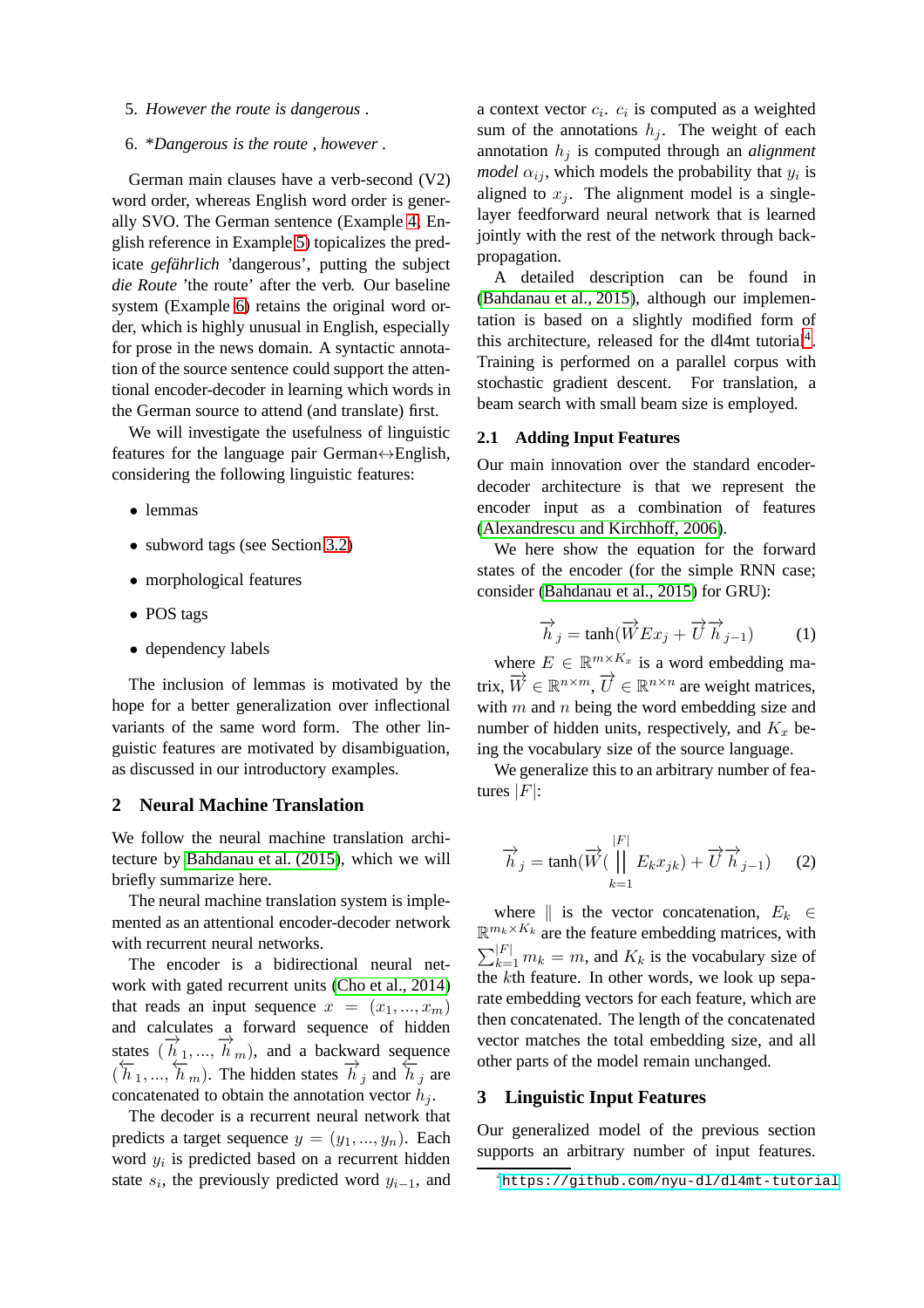5. *However the route is dangerous .*
6. **Dangerous is the route , however .*

German main clauses have a verb-second (V2) word order, whereas English word order is generally SVO. The German sentence (Example 4; English reference in Example 5) topicalizes the predicate *gefährlich* 'dangerous', putting the subject *die Route* 'the route' after the verb. Our baseline system (Example 6) retains the original word order, which is highly unusual in English, especially for prose in the news domain. A syntactic annotation of the source sentence could support the attentional encoder-decoder in learning which words in the German source to attend (and translate) first.

We will investigate the usefulness of linguistic features for the language pair German↔English, considering the following linguistic features:

- lemmas
- subword tags (see Section 3.2)
- morphological features
- POS tags
- dependency labels

The inclusion of lemmas is motivated by the hope for a better generalization over inflectional variants of the same word form. The other linguistic features are motivated by disambiguation, as discussed in our introductory examples.

## 2 Neural Machine Translation

We follow the neural machine translation architecture by Bahdanau et al. (2015), which we will briefly summarize here.

The neural machine translation system is implemented as an attentional encoder-decoder network with recurrent neural networks.

The encoder is a bidirectional neural network with gated recurrent units (Cho et al., 2014) that reads an input sequence $x = (x_1, ..., x_m)$ and calculates a forward sequence of hidden states $(\overrightarrow{h}_1, ..., \overrightarrow{h}_m)$, and a backward sequence $(\overleftarrow{h}_1, ..., \overleftarrow{h}_m)$. The hidden states $\overrightarrow{h}_j$ and $\overleftarrow{h}_j$ are concatenated to obtain the annotation vector $h_j$.

The decoder is a recurrent neural network that predicts a target sequence $y = (y_1, ..., y_n)$. Each word $y_i$ is predicted based on a recurrent hidden state $s_i$, the previously predicted word $y_{i-1}$, and a context vector $c_i$. $c_i$ is computed as a weighted sum of the annotations $h_j$. The weight of each annotation $h_j$ is computed through an *alignment model* $\alpha_{ij}$, which models the probability that $y_i$ is aligned to $x_j$. The alignment model is a single-layer feedforward neural network that is learned jointly with the rest of the network through backpropagation.

A detailed description can be found in (Bahdanau et al., 2015), although our implementation is based on a slightly modified form of this architecture, released for the dl4mt tutorial[4]. Training is performed on a parallel corpus with stochastic gradient descent. For translation, a beam search with small beam size is employed.

### 2.1 Adding Input Features

Our main innovation over the standard encoder-decoder architecture is that we represent the encoder input as a combination of features (Alexandrescu and Kirchhoff, 2006).

We here show the equation for the forward states of the encoder (for the simple RNN case; consider (Bahdanau et al., 2015) for GRU):

$$\overrightarrow{h}_j = \tanh(\overrightarrow{W} E x_j + \overrightarrow{U} \overrightarrow{h}_{j-1}) \tag{1}$$

where $E \in \mathbb{R}^{m \times K_x}$ is a word embedding matrix, $\overrightarrow{W} \in \mathbb{R}^{n \times m}$, $\overrightarrow{U} \in \mathbb{R}^{n \times n}$ are weight matrices, with $m$ and $n$ being the word embedding size and number of hidden units, respectively, and $K_x$ being the vocabulary size of the source language.

We generalize this to an arbitrary number of features $|F|$:

$$\overrightarrow{h}_j = \tanh(\overrightarrow{W}(\Big\Vert_{k=1}^{|F|} E_k x_{jk}) + \overrightarrow{U} \overrightarrow{h}_{j-1}) \tag{2}$$

where $\Vert$ is the vector concatenation, $E_k \in \mathbb{R}^{m_k \times K_k}$ are the feature embedding matrices, with $\sum_{k=1}^{|F|} m_k = m$, and $K_k$ is the vocabulary size of the $k$th feature. In other words, we look up separate embedding vectors for each feature, which are then concatenated. The length of the concatenated vector matches the total embedding size, and all other parts of the model remain unchanged.

## 3 Linguistic Input Features

Our generalized model of the previous section supports an arbitrary number of input features.

[4] https://github.com/nyu-dl/dl4mt-tutorial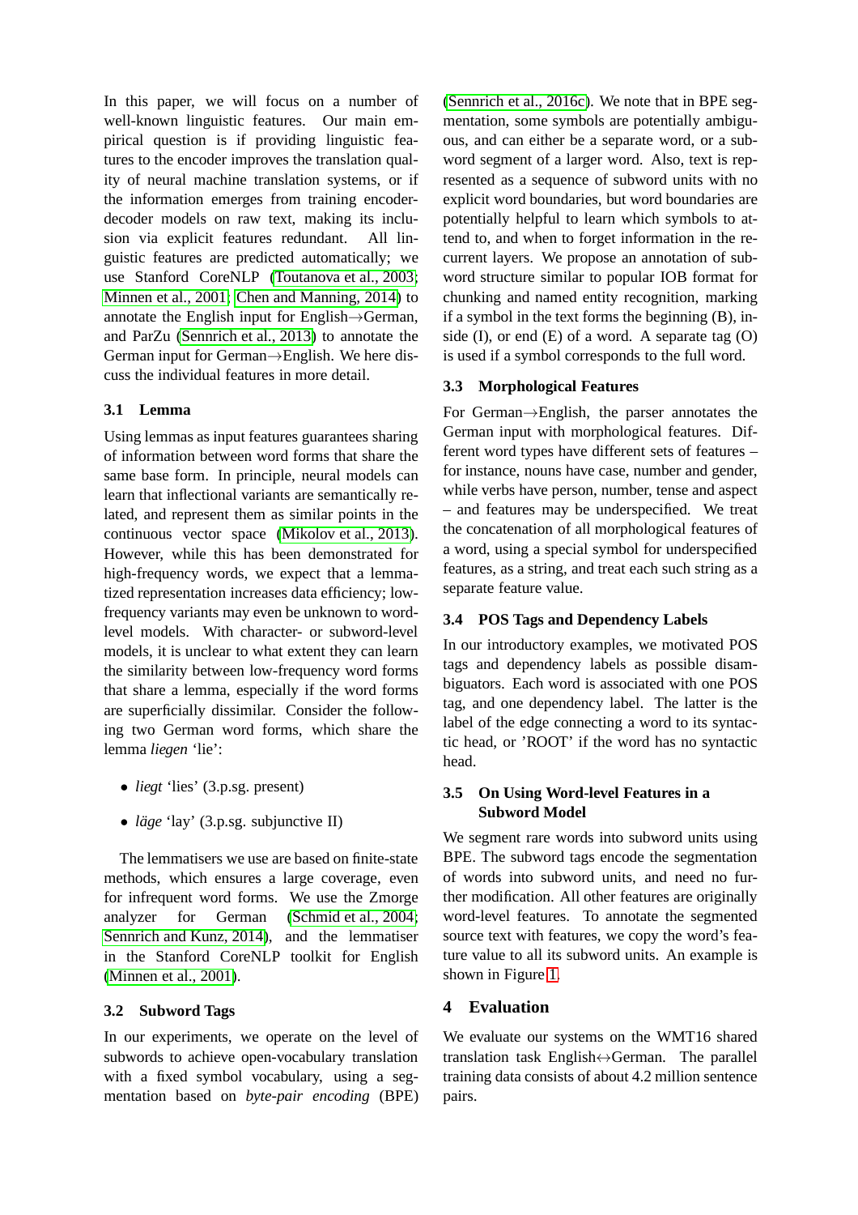In this paper, we will focus on a number of well-known linguistic features. Our main empirical question is if providing linguistic features to the encoder improves the translation quality of neural machine translation systems, or if the information emerges from training encoder-decoder models on raw text, making its inclusion via explicit features redundant. All linguistic features are predicted automatically; we use Stanford CoreNLP (Toutanova et al., 2003; Minnen et al., 2001; Chen and Manning, 2014) to annotate the English input for English→German, and ParZu (Sennrich et al., 2013) to annotate the German input for German→English. We here discuss the individual features in more detail.

### 3.1 Lemma

Using lemmas as input features guarantees sharing of information between word forms that share the same base form. In principle, neural models can learn that inflectional variants are semantically related, and represent them as similar points in the continuous vector space (Mikolov et al., 2013). However, while this has been demonstrated for high-frequency words, we expect that a lemmatized representation increases data efficiency; low-frequency variants may even be unknown to word-level models. With character- or subword-level models, it is unclear to what extent they can learn the similarity between low-frequency word forms that share a lemma, especially if the word forms are superficially dissimilar. Consider the following two German word forms, which share the lemma *liegen* 'lie':

- *liegt* 'lies' (3.p.sg. present)
- *läge* 'lay' (3.p.sg. subjunctive II)

The lemmatisers we use are based on finite-state methods, which ensures a large coverage, even for infrequent word forms. We use the Zmorge analyzer for German (Schmid et al., 2004; Sennrich and Kunz, 2014), and the lemmatiser in the Stanford CoreNLP toolkit for English (Minnen et al., 2001).

### 3.2 Subword Tags

In our experiments, we operate on the level of subwords to achieve open-vocabulary translation with a fixed symbol vocabulary, using a segmentation based on *byte-pair encoding* (BPE) (Sennrich et al., 2016c). We note that in BPE segmentation, some symbols are potentially ambiguous, and can either be a separate word, or a subword segment of a larger word. Also, text is represented as a sequence of subword units with no explicit word boundaries, but word boundaries are potentially helpful to learn which symbols to attend to, and when to forget information in the recurrent layers. We propose an annotation of subword structure similar to popular IOB format for chunking and named entity recognition, marking if a symbol in the text forms the beginning (B), inside (I), or end (E) of a word. A separate tag (O) is used if a symbol corresponds to the full word.

### 3.3 Morphological Features

For German→English, the parser annotates the German input with morphological features. Different word types have different sets of features – for instance, nouns have case, number and gender, while verbs have person, number, tense and aspect – and features may be underspecified. We treat the concatenation of all morphological features of a word, using a special symbol for underspecified features, as a string, and treat each such string as a separate feature value.

### 3.4 POS Tags and Dependency Labels

In our introductory examples, we motivated POS tags and dependency labels as possible disambiguators. Each word is associated with one POS tag, and one dependency label. The latter is the label of the edge connecting a word to its syntactic head, or 'ROOT' if the word has no syntactic head.

### 3.5 On Using Word-level Features in a Subword Model

We segment rare words into subword units using BPE. The subword tags encode the segmentation of words into subword units, and need no further modification. All other features are originally word-level features. To annotate the segmented source text with features, we copy the word's feature value to all its subword units. An example is shown in Figure 1.

## 4 Evaluation

We evaluate our systems on the WMT16 shared translation task English↔German. The parallel training data consists of about 4.2 million sentence pairs.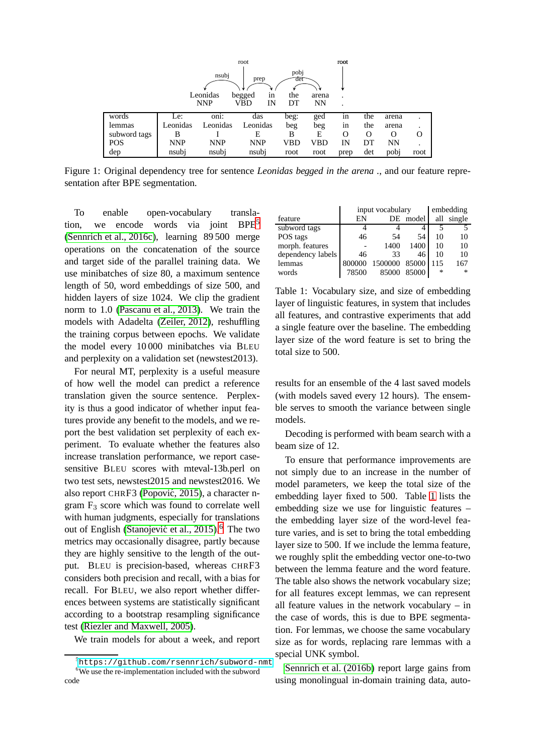| words | Le: | oni: | das | beg: | ged | in | the | arena | . |
|---|---|---|---|---|---|---|---|---|---|
| lemmas | Leonidas | Leonidas | Leonidas | beg | beg | in | the | arena | . |
| subword tags | B | I | E | B | E | O | O | O | O |
| POS | NNP | NNP | NNP | VBD | VBD | IN | DT | NN | . |
| dep | nsubj | nsubj | nsubj | root | root | prep | det | pobj | root |

Figure 1: Original dependency tree for sentence *Leonidas begged in the arena .*, and our feature representation after BPE segmentation.

To enable open-vocabulary translation, we encode words via joint BPE[5] (Sennrich et al., 2016c), learning 89 500 merge operations on the concatenation of the source and target side of the parallel training data. We use minibatches of size 80, a maximum sentence length of 50, word embeddings of size 500, and hidden layers of size 1024. We clip the gradient norm to 1.0 (Pascanu et al., 2013). We train the models with Adadelta (Zeiler, 2012), reshuffling the training corpus between epochs. We validate the model every 10 000 minibatches via BLEU and perplexity on a validation set (newstest2013).

For neural MT, perplexity is a useful measure of how well the model can predict a reference translation given the source sentence. Perplexity is thus a good indicator of whether input features provide any benefit to the models, and we report the best validation set perplexity of each experiment. To evaluate whether the features also increase translation performance, we report case-sensitive BLEU scores with mteval-13b.perl on two test sets, newstest2015 and newstest2016. We also report CHRF3 (Popović, 2015), a character n-gram $F_3$ score which was found to correlate well with human judgments, especially for translations out of English (Stanojević et al., 2015).[6] The two metrics may occasionally disagree, partly because they are highly sensitive to the length of the output. BLEU is precision-based, whereas CHRF3 considers both precision and recall, with a bias for recall. For BLEU, we also report whether differences between systems are statistically significant according to a bootstrap resampling significance test (Riezler and Maxwell, 2005).

We train models for about a week, and report results for an ensemble of the 4 last saved models (with models saved every 12 hours). The ensemble serves to smooth the variance between single models.

Decoding is performed with beam search with a beam size of 12.

| | input vocabulary | | | embedding | |
|---|---|---|---|---|---|
| feature | EN | DE | model | all | single |
| subword tags | 4 | 4 | 4 | 5 | 5 |
| POS tags | 46 | 54 | 54 | 10 | 10 |
| morph. features | - | 1400 | 1400 | 10 | 10 |
| dependency labels | 46 | 33 | 46 | 10 | 10 |
| lemmas | 800000 | 1500000 | 85000 | 115 | 167 |
| words | 78500 | 85000 | 85000 | * | * |

Table 1: Vocabulary size, and size of embedding layer of linguistic features, in system that includes all features, and contrastive experiments that add a single feature over the baseline. The embedding layer size of the word feature is set to bring the total size to 500.

To ensure that performance improvements are not simply due to an increase in the number of model parameters, we keep the total size of the embedding layer fixed to 500. Table 1 lists the embedding size we use for linguistic features – the embedding layer size of the word-level feature varies, and is set to bring the total embedding layer size to 500. If we include the lemma feature, we roughly split the embedding vector one-to-two between the lemma feature and the word feature. The table also shows the network vocabulary size; for all features except lemmas, we can represent all feature values in the network vocabulary – in the case of words, this is due to BPE segmentation. For lemmas, we choose the same vocabulary size as for words, replacing rare lemmas with a special UNK symbol.

Sennrich et al. (2016b) report large gains from using monolingual in-domain training data, auto-

[5] https://github.com/rsennrich/subword-nmt

[6] We use the re-implementation included with the subword code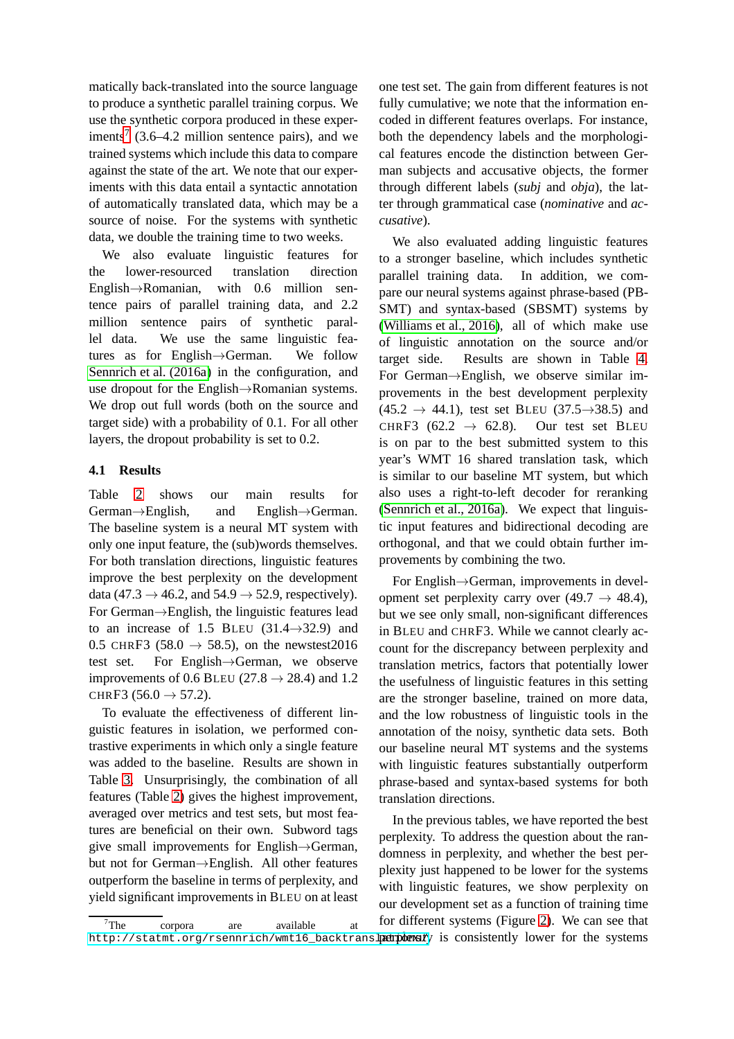matically back-translated into the source language to produce a synthetic parallel training corpus. We use the synthetic corpora produced in these experiments[7] (3.6–4.2 million sentence pairs), and we trained systems which include this data to compare against the state of the art. We note that our experiments with this data entail a syntactic annotation of automatically translated data, which may be a source of noise. For the systems with synthetic data, we double the training time to two weeks.

We also evaluate linguistic features for the lower-resourced translation direction English→Romanian, with 0.6 million sentence pairs of parallel training data, and 2.2 million sentence pairs of synthetic parallel data. We use the same linguistic features as for English→German. We follow Sennrich et al. (2016a) in the configuration, and use dropout for the English→Romanian systems. We drop out full words (both on the source and target side) with a probability of 0.1. For all other layers, the dropout probability is set to 0.2.

### 4.1 Results

Table 2 shows our main results for German→English, and English→German. The baseline system is a neural MT system with only one input feature, the (sub)words themselves. For both translation directions, linguistic features improve the best perplexity on the development data (47.3 → 46.2, and 54.9 → 52.9, respectively). For German→English, the linguistic features lead to an increase of 1.5 BLEU (31.4→32.9) and 0.5 CHRF3 (58.0 → 58.5), on the newstest2016 test set. For English→German, we observe improvements of 0.6 BLEU (27.8 → 28.4) and 1.2 CHRF3 (56.0 → 57.2).

To evaluate the effectiveness of different linguistic features in isolation, we performed contrastive experiments in which only a single feature was added to the baseline. Results are shown in Table 3. Unsurprisingly, the combination of all features (Table 2) gives the highest improvement, averaged over metrics and test sets, but most features are beneficial on their own. Subword tags give small improvements for English→German, but not for German→English. All other features outperform the baseline in terms of perplexity, and yield significant improvements in BLEU on at least one test set. The gain from different features is not fully cumulative; we note that the information encoded in different features overlaps. For instance, both the dependency labels and the morphological features encode the distinction between German subjects and accusative objects, the former through different labels (*subj* and *obja*), the latter through grammatical case (*nominative* and *accusative*).

We also evaluated adding linguistic features to a stronger baseline, which includes synthetic parallel training data. In addition, we compare our neural systems against phrase-based (PBSMT) and syntax-based (SBSMT) systems by (Williams et al., 2016), all of which make use of linguistic annotation on the source and/or target side. Results are shown in Table 4. For German→English, we observe similar improvements in the best development perplexity (45.2 → 44.1), test set BLEU (37.5→38.5) and CHRF3 (62.2 → 62.8). Our test set BLEU is on par to the best submitted system to this year's WMT 16 shared translation task, which is similar to our baseline MT system, but which also uses a right-to-left decoder for reranking (Sennrich et al., 2016a). We expect that linguistic input features and bidirectional decoding are orthogonal, and that we could obtain further improvements by combining the two.

For English→German, improvements in development set perplexity carry over (49.7 → 48.4), but we see only small, non-significant differences in BLEU and CHRF3. While we cannot clearly account for the discrepancy between perplexity and translation metrics, factors that potentially lower the usefulness of linguistic features in this setting are the stronger baseline, trained on more data, and the low robustness of linguistic tools in the annotation of the noisy, synthetic data sets. Both our baseline neural MT systems and the systems with linguistic features substantially outperform phrase-based and syntax-based systems for both translation directions.

In the previous tables, we have reported the best perplexity. To address the question about the randomness in perplexity, and whether the best perplexity just happened to be lower for the systems with linguistic features, we show perplexity on our development set as a function of training time for different systems (Figure 2). We can see that perplexity is consistently lower for the systems

[7] The corpora are available at http://statmt.org/rsennrich/wmt16_backtranslations/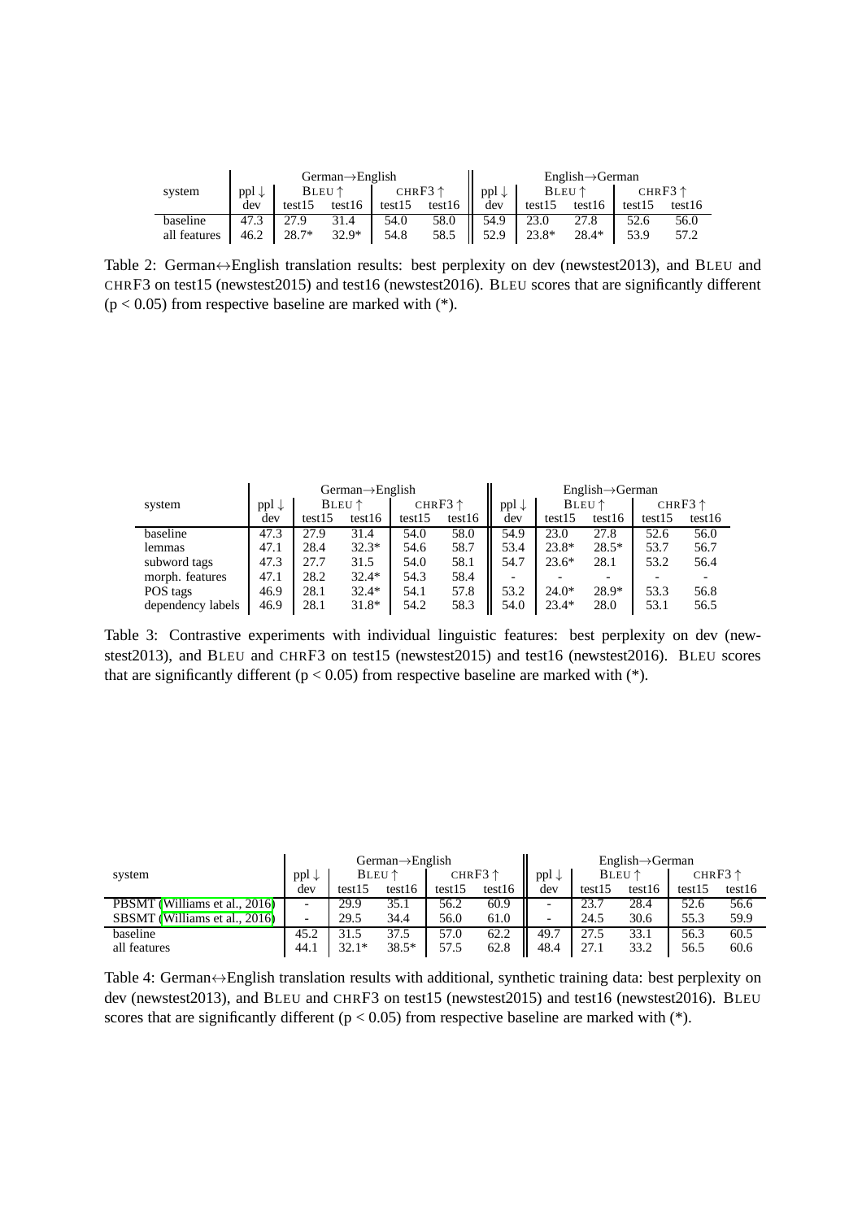| system | German→English | | | | | English→German | | | | |
|---|---|---|---|---|---|---|---|---|---|---|
| | ppl ↓ | BLEU ↑ | | CHRF3 ↑ | | ppl ↓ | BLEU ↑ | | CHRF3 ↑ | |
| | dev | test15 | test16 | test15 | test16 | dev | test15 | test16 | test15 | test16 |
| baseline | 47.3 | 27.9 | 31.4 | 54.0 | 58.0 | 54.9 | 23.0 | 27.8 | 52.6 | 56.0 |
| all features | 46.2 | 28.7* | 32.9* | 54.8 | 58.5 | 52.9 | 23.8* | 28.4* | 53.9 | 57.2 |

Table 2: German↔English translation results: best perplexity on dev (newstest2013), and BLEU and CHRF3 on test15 (newstest2015) and test16 (newstest2016). BLEU scores that are significantly different ($p < 0.05$) from respective baseline are marked with (*).

| system | German→English | | | | | English→German | | | | |
|---|---|---|---|---|---|---|---|---|---|---|
| | ppl ↓ | BLEU ↑ | | CHRF3 ↑ | | ppl ↓ | BLEU ↑ | | CHRF3 ↑ | |
| | dev | test15 | test16 | test15 | test16 | dev | test15 | test16 | test15 | test16 |
| baseline | 47.3 | 27.9 | 31.4 | 54.0 | 58.0 | 54.9 | 23.0 | 27.8 | 52.6 | 56.0 |
| lemmas | 47.1 | 28.4 | 32.3* | 54.6 | 58.7 | 53.4 | 23.8* | 28.5* | 53.7 | 56.7 |
| subword tags | 47.3 | 27.7 | 31.5 | 54.0 | 58.1 | 54.7 | 23.6* | 28.1 | 53.2 | 56.4 |
| morph. features | 47.1 | 28.2 | 32.4* | 54.3 | 58.4 | - | - | - | - | - |
| POS tags | 46.9 | 28.1 | 32.4* | 54.1 | 57.8 | 53.2 | 24.0* | 28.9* | 53.3 | 56.8 |
| dependency labels | 46.9 | 28.1 | 31.8* | 54.2 | 58.3 | 54.0 | 23.4* | 28.0 | 53.1 | 56.5 |

Table 3: Contrastive experiments with individual linguistic features: best perplexity on dev (newstest2013), and BLEU and CHRF3 on test15 (newstest2015) and test16 (newstest2016). BLEU scores that are significantly different ($p < 0.05$) from respective baseline are marked with (*).

| system | German→English | | | | | English→German | | | | |
|---|---|---|---|---|---|---|---|---|---|---|
| | ppl ↓ | BLEU ↑ | | CHRF3 ↑ | | ppl ↓ | BLEU ↑ | | CHRF3 ↑ | |
| | dev | test15 | test16 | test15 | test16 | dev | test15 | test16 | test15 | test16 |
| PBSMT (Williams et al., 2016) | - | 29.9 | 35.1 | 56.2 | 60.9 | - | 23.7 | 28.4 | 52.6 | 56.6 |
| SBSMT (Williams et al., 2016) | - | 29.5 | 34.4 | 56.0 | 61.0 | - | 24.5 | 30.6 | 55.3 | 59.9 |
| baseline | 45.2 | 31.5 | 37.5 | 57.0 | 62.2 | 49.7 | 27.5 | 33.1 | 56.3 | 60.5 |
| all features | 44.1 | 32.1* | 38.5* | 57.5 | 62.8 | 48.4 | 27.1 | 33.2 | 56.5 | 60.6 |

Table 4: German↔English translation results with additional, synthetic training data: best perplexity on dev (newstest2013), and BLEU and CHRF3 on test15 (newstest2015) and test16 (newstest2016). BLEU scores that are significantly different ($p < 0.05$) from respective baseline are marked with (*).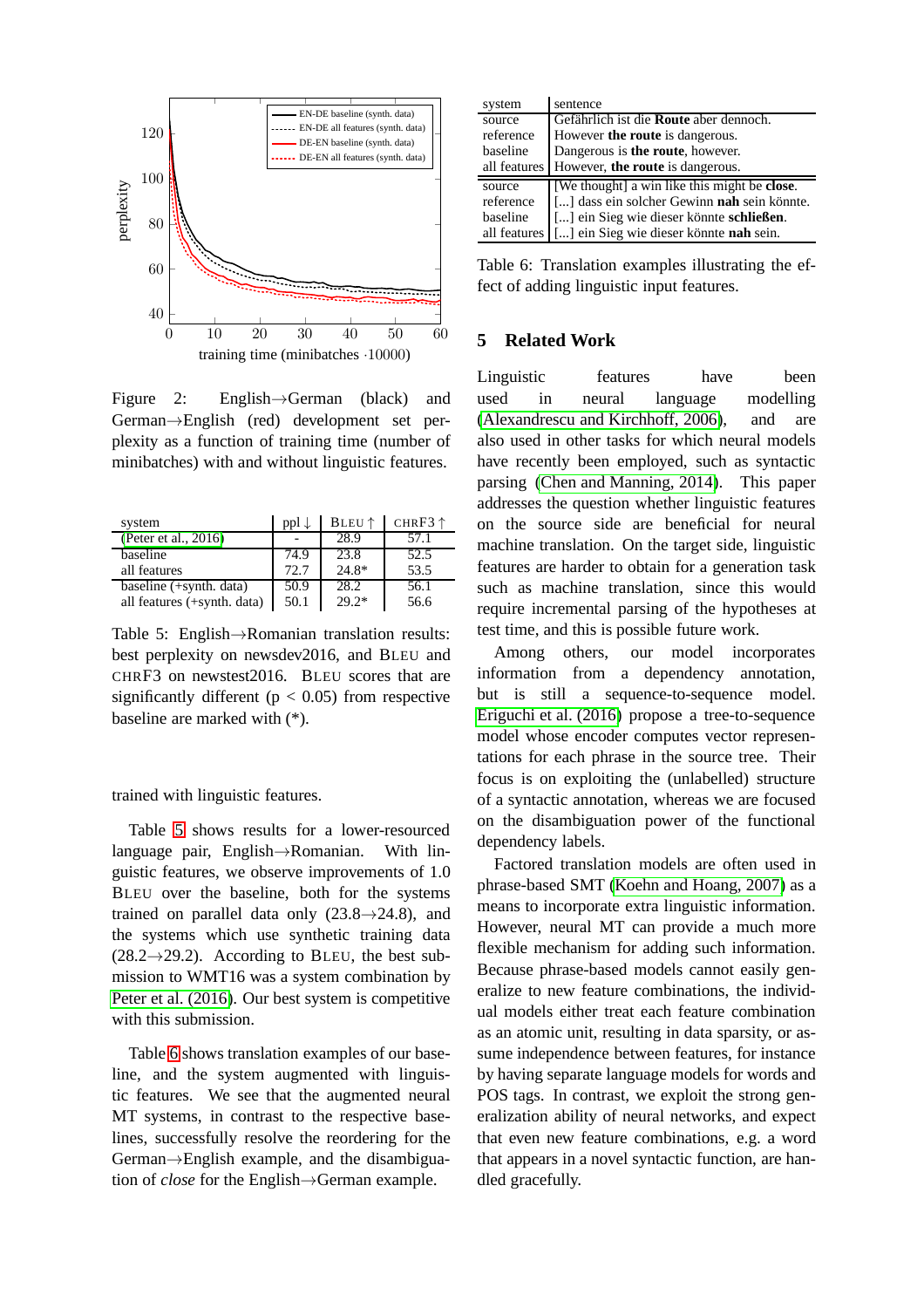Figure 2: English→German (black) and German→English (red) development set perplexity as a function of training time (number of minibatches) with and without linguistic features.

| system | ppl ↓ | BLEU ↑ | CHRF3 ↑ |
|---|---|---|---|
| (Peter et al., 2016) | - | 28.9 | 57.1 |
| baseline | 74.9 | 23.8 | 52.5 |
| all features | 72.7 | 24.8* | 53.5 |
| baseline (+synth. data) | 50.9 | 28.2 | 56.1 |
| all features (+synth. data) | 50.1 | 29.2* | 56.6 |

Table 5: English→Romanian translation results: best perplexity on newsdev2016, and BLEU and CHRF3 on newstest2016. BLEU scores that are significantly different ($p < 0.05$) from respective baseline are marked with (*).

trained with linguistic features.

Table 5 shows results for a lower-resourced language pair, English→Romanian. With linguistic features, we observe improvements of 1.0 BLEU over the baseline, both for the systems trained on parallel data only (23.8→24.8), and the systems which use synthetic training data (28.2→29.2). According to BLEU, the best submission to WMT16 was a system combination by Peter et al. (2016). Our best system is competitive with this submission.

Table 6 shows translation examples of our baseline, and the system augmented with linguistic features. We see that the augmented neural MT systems, in contrast to the respective baselines, successfully resolve the reordering for the German→English example, and the disambiguation of *close* for the English→German example.

| system | sentence |
|---|---|
| source | Gefährlich ist die **Route** aber dennoch. |
| reference | However **the route** is dangerous. |
| baseline | Dangerous is **the route**, however. |
| all features | However, **the route** is dangerous. |
| source | [We thought] a win like this might be **close**. |
| reference | [...] dass ein solcher Gewinn **nah** sein könnte. |
| baseline | [...] ein Sieg wie dieser könnte **schließen**. |
| all features | [...] ein Sieg wie dieser könnte **nah** sein. |

Table 6: Translation examples illustrating the effect of adding linguistic input features.

## 5 Related Work

Linguistic features have been used in neural language modelling (Alexandrescu and Kirchhoff, 2006), and are also used in other tasks for which neural models have recently been employed, such as syntactic parsing (Chen and Manning, 2014). This paper addresses the question whether linguistic features on the source side are beneficial for neural machine translation. On the target side, linguistic features are harder to obtain for a generation task such as machine translation, since this would require incremental parsing of the hypotheses at test time, and this is possible future work.

Among others, our model incorporates information from a dependency annotation, but is still a sequence-to-sequence model. Eriguchi et al. (2016) propose a tree-to-sequence model whose encoder computes vector representations for each phrase in the source tree. Their focus is on exploiting the (unlabelled) structure of a syntactic annotation, whereas we are focused on the disambiguation power of the functional dependency labels.

Factored translation models are often used in phrase-based SMT (Koehn and Hoang, 2007) as a means to incorporate extra linguistic information. However, neural MT can provide a much more flexible mechanism for adding such information. Because phrase-based models cannot easily generalize to new feature combinations, the individual models either treat each feature combination as an atomic unit, resulting in data sparsity, or assume independence between features, for instance by having separate language models for words and POS tags. In contrast, we exploit the strong generalization ability of neural networks, and expect that even new feature combinations, e.g. a word that appears in a novel syntactic function, are handled gracefully.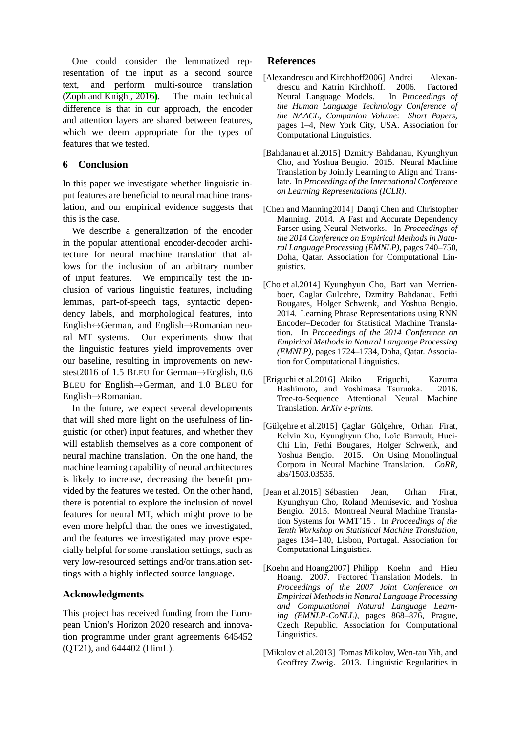One could consider the lemmatized representation of the input as a second source text, and perform multi-source translation (Zoph and Knight, 2016). The main technical difference is that in our approach, the encoder and attention layers are shared between features, which we deem appropriate for the types of features that we tested.

## 6 Conclusion

In this paper we investigate whether linguistic input features are beneficial to neural machine translation, and our empirical evidence suggests that this is the case.

We describe a generalization of the encoder in the popular attentional encoder-decoder architecture for neural machine translation that allows for the inclusion of an arbitrary number of input features. We empirically test the inclusion of various linguistic features, including lemmas, part-of-speech tags, syntactic dependency labels, and morphological features, into English↔German, and English→Romanian neural MT systems. Our experiments show that the linguistic features yield improvements over our baseline, resulting in improvements on newstest2016 of 1.5 BLEU for German→English, 0.6 BLEU for English→German, and 1.0 BLEU for English→Romanian.

In the future, we expect several developments that will shed more light on the usefulness of linguistic (or other) input features, and whether they will establish themselves as a core component of neural machine translation. On the one hand, the machine learning capability of neural architectures is likely to increase, decreasing the benefit provided by the features we tested. On the other hand, there is potential to explore the inclusion of novel features for neural MT, which might prove to be even more helpful than the ones we investigated, and the features we investigated may prove especially helpful for some translation settings, such as very low-resourced settings and/or translation settings with a highly inflected source language.

## Acknowledgments

This project has received funding from the European Union's Horizon 2020 research and innovation programme under grant agreements 645452 (QT21), and 644402 (HimL).

## References

[Alexandrescu and Kirchhoff2006] Andrei Alexandrescu and Katrin Kirchhoff. 2006. Factored Neural Language Models. In *Proceedings of the Human Language Technology Conference of the NAACL, Companion Volume: Short Papers*, pages 1–4, New York City, USA. Association for Computational Linguistics.

[Bahdanau et al.2015] Dzmitry Bahdanau, Kyunghyun Cho, and Yoshua Bengio. 2015. Neural Machine Translation by Jointly Learning to Align and Translate. In *Proceedings of the International Conference on Learning Representations (ICLR)*.

[Chen and Manning2014] Danqi Chen and Christopher Manning. 2014. A Fast and Accurate Dependency Parser using Neural Networks. In *Proceedings of the 2014 Conference on Empirical Methods in Natural Language Processing (EMNLP)*, pages 740–750, Doha, Qatar. Association for Computational Linguistics.

[Cho et al.2014] Kyunghyun Cho, Bart van Merrienboer, Caglar Gulcehre, Dzmitry Bahdanau, Fethi Bougares, Holger Schwenk, and Yoshua Bengio. 2014. Learning Phrase Representations using RNN Encoder–Decoder for Statistical Machine Translation. In *Proceedings of the 2014 Conference on Empirical Methods in Natural Language Processing (EMNLP)*, pages 1724–1734, Doha, Qatar. Association for Computational Linguistics.

[Eriguchi et al.2016] Akiko Eriguchi, Kazuma Hashimoto, and Yoshimasa Tsuruoka. 2016. Tree-to-Sequence Attentional Neural Machine Translation. *ArXiv e-prints*.

[Gülçehre et al.2015] Çaglar Gülçehre, Orhan Firat, Kelvin Xu, Kyunghyun Cho, Loïc Barrault, Huei-Chi Lin, Fethi Bougares, Holger Schwenk, and Yoshua Bengio. 2015. On Using Monolingual Corpora in Neural Machine Translation. *CoRR*, abs/1503.03535.

[Jean et al.2015] Sébastien Jean, Orhan Firat, Kyunghyun Cho, Roland Memisevic, and Yoshua Bengio. 2015. Montreal Neural Machine Translation Systems for WMT'15 . In *Proceedings of the Tenth Workshop on Statistical Machine Translation*, pages 134–140, Lisbon, Portugal. Association for Computational Linguistics.

[Koehn and Hoang2007] Philipp Koehn and Hieu Hoang. 2007. Factored Translation Models. In *Proceedings of the 2007 Joint Conference on Empirical Methods in Natural Language Processing and Computational Natural Language Learning (EMNLP-CoNLL)*, pages 868–876, Prague, Czech Republic. Association for Computational Linguistics.

[Mikolov et al.2013] Tomas Mikolov, Wen-tau Yih, and Geoffrey Zweig. 2013. Linguistic Regularities in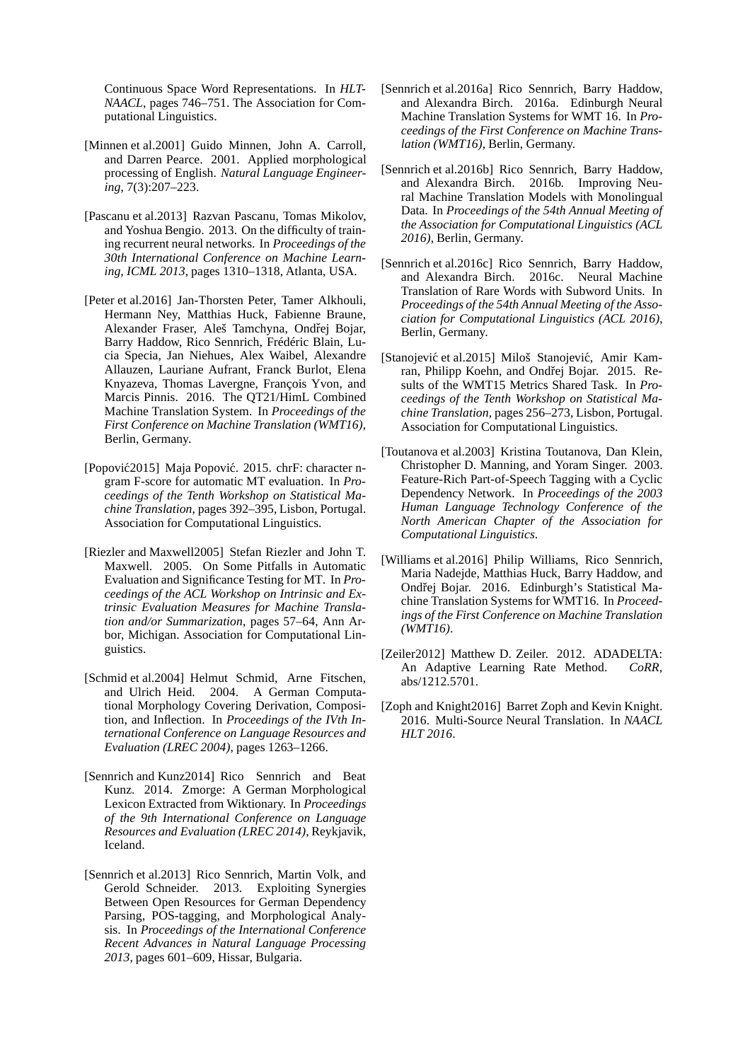Continuous Space Word Representations. In *HLT-NAACL*, pages 746–751. The Association for Computational Linguistics.

[Minnen et al.2001] Guido Minnen, John A. Carroll, and Darren Pearce. 2001. Applied morphological processing of English. *Natural Language Engineering*, 7(3):207–223.

[Pascanu et al.2013] Razvan Pascanu, Tomas Mikolov, and Yoshua Bengio. 2013. On the difficulty of training recurrent neural networks. In *Proceedings of the 30th International Conference on Machine Learning, ICML 2013*, pages 1310–1318, Atlanta, USA.

[Peter et al.2016] Jan-Thorsten Peter, Tamer Alkhouli, Hermann Ney, Matthias Huck, Fabienne Braune, Alexander Fraser, Aleš Tamchyna, Ondřej Bojar, Barry Haddow, Rico Sennrich, Frédéric Blain, Lucia Specia, Jan Niehues, Alex Waibel, Alexandre Allauzen, Lauriane Aufrant, Franck Burlot, Elena Knyazeva, Thomas Lavergne, François Yvon, and Marcis Pinnis. 2016. The QT21/HimL Combined Machine Translation System. In *Proceedings of the First Conference on Machine Translation (WMT16)*, Berlin, Germany.

[Popović2015] Maja Popović. 2015. chrF: character n-gram F-score for automatic MT evaluation. In *Proceedings of the Tenth Workshop on Statistical Machine Translation*, pages 392–395, Lisbon, Portugal. Association for Computational Linguistics.

[Riezler and Maxwell2005] Stefan Riezler and John T. Maxwell. 2005. On Some Pitfalls in Automatic Evaluation and Significance Testing for MT. In *Proceedings of the ACL Workshop on Intrinsic and Extrinsic Evaluation Measures for Machine Translation and/or Summarization*, pages 57–64, Ann Arbor, Michigan. Association for Computational Linguistics.

[Schmid et al.2004] Helmut Schmid, Arne Fitschen, and Ulrich Heid. 2004. A German Computational Morphology Covering Derivation, Composition, and Inflection. In *Proceedings of the IVth International Conference on Language Resources and Evaluation (LREC 2004)*, pages 1263–1266.

[Sennrich and Kunz2014] Rico Sennrich and Beat Kunz. 2014. Zmorge: A German Morphological Lexicon Extracted from Wiktionary. In *Proceedings of the 9th International Conference on Language Resources and Evaluation (LREC 2014)*, Reykjavik, Iceland.

[Sennrich et al.2013] Rico Sennrich, Martin Volk, and Gerold Schneider. 2013. Exploiting Synergies Between Open Resources for German Dependency Parsing, POS-tagging, and Morphological Analysis. In *Proceedings of the International Conference Recent Advances in Natural Language Processing 2013*, pages 601–609, Hissar, Bulgaria.

[Sennrich et al.2016a] Rico Sennrich, Barry Haddow, and Alexandra Birch. 2016a. Edinburgh Neural Machine Translation Systems for WMT 16. In *Proceedings of the First Conference on Machine Translation (WMT16)*, Berlin, Germany.

[Sennrich et al.2016b] Rico Sennrich, Barry Haddow, and Alexandra Birch. 2016b. Improving Neural Machine Translation Models with Monolingual Data. In *Proceedings of the 54th Annual Meeting of the Association for Computational Linguistics (ACL 2016)*, Berlin, Germany.

[Sennrich et al.2016c] Rico Sennrich, Barry Haddow, and Alexandra Birch. 2016c. Neural Machine Translation of Rare Words with Subword Units. In *Proceedings of the 54th Annual Meeting of the Association for Computational Linguistics (ACL 2016)*, Berlin, Germany.

[Stanojević et al.2015] Miloš Stanojević, Amir Kamran, Philipp Koehn, and Ondřej Bojar. 2015. Results of the WMT15 Metrics Shared Task. In *Proceedings of the Tenth Workshop on Statistical Machine Translation*, pages 256–273, Lisbon, Portugal. Association for Computational Linguistics.

[Toutanova et al.2003] Kristina Toutanova, Dan Klein, Christopher D. Manning, and Yoram Singer. 2003. Feature-Rich Part-of-Speech Tagging with a Cyclic Dependency Network. In *Proceedings of the 2003 Human Language Technology Conference of the North American Chapter of the Association for Computational Linguistics*.

[Williams et al.2016] Philip Williams, Rico Sennrich, Maria Nadejde, Matthias Huck, Barry Haddow, and Ondřej Bojar. 2016. Edinburgh's Statistical Machine Translation Systems for WMT16. In *Proceedings of the First Conference on Machine Translation (WMT16)*.

[Zeiler2012] Matthew D. Zeiler. 2012. ADADELTA: An Adaptive Learning Rate Method. *CoRR*, abs/1212.5701.

[Zoph and Knight2016] Barret Zoph and Kevin Knight. 2016. Multi-Source Neural Translation. In *NAACL HLT 2016*.